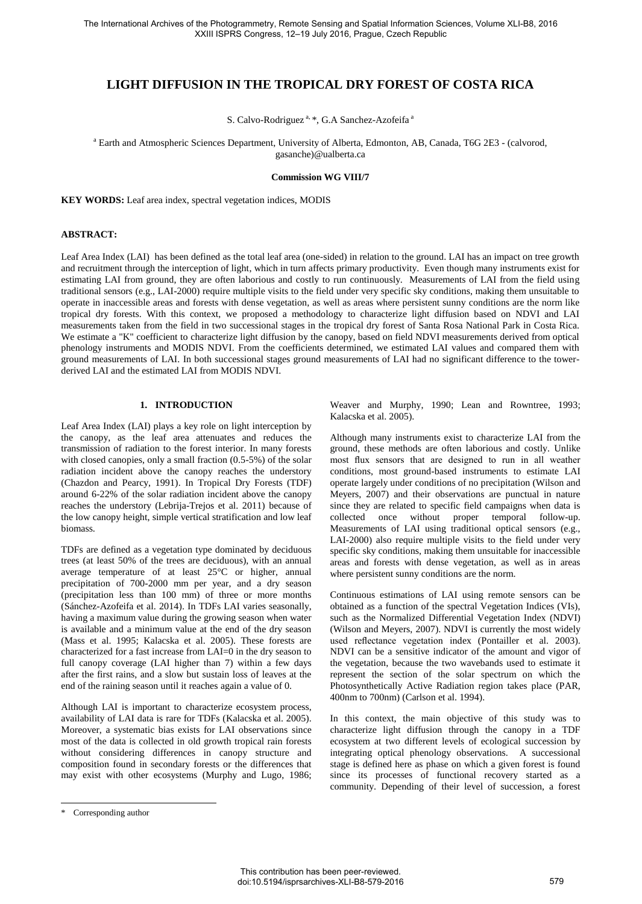# LIGHT DIFFUSION IN THE TROPICAL DRY FOREST OF COSTA RICA

S. Calvo-Rodriguez [a, *], G.A Sanchez-Azofeifa [a]

[a] Earth and Atmospheric Sciences Department, University of Alberta, Edmonton, AB, Canada, T6G 2E3 - (calvorod, gasanche)@ualberta.ca

**Commission WG VIII/7**

**KEY WORDS:** Leaf area index, spectral vegetation indices, MODIS

**ABSTRACT:**

Leaf Area Index (LAI) has been defined as the total leaf area (one-sided) in relation to the ground. LAI has an impact on tree growth and recruitment through the interception of light, which in turn affects primary productivity. Even though many instruments exist for estimating LAI from ground, they are often laborious and costly to run continuously. Measurements of LAI from the field using traditional sensors (e.g., LAI-2000) require multiple visits to the field under very specific sky conditions, making them unsuitable to operate in inaccessible areas and forests with dense vegetation, as well as areas where persistent sunny conditions are the norm like tropical dry forests. With this context, we proposed a methodology to characterize light diffusion based on NDVI and LAI measurements taken from the field in two successional stages in the tropical dry forest of Santa Rosa National Park in Costa Rica. We estimate a "K" coefficient to characterize light diffusion by the canopy, based on field NDVI measurements derived from optical phenology instruments and MODIS NDVI. From the coefficients determined, we estimated LAI values and compared them with ground measurements of LAI. In both successional stages ground measurements of LAI had no significant difference to the tower-derived LAI and the estimated LAI from MODIS NDVI.

## 1. INTRODUCTION

Leaf Area Index (LAI) plays a key role on light interception by the canopy, as the leaf area attenuates and reduces the transmission of radiation to the forest interior. In many forests with closed canopies, only a small fraction (0.5-5%) of the solar radiation incident above the canopy reaches the understory (Chazdon and Pearcy, 1991). In Tropical Dry Forests (TDF) around 6-22% of the solar radiation incident above the canopy reaches the understory (Lebrija-Trejos et al. 2011) because of the low canopy height, simple vertical stratification and low leaf biomass.

TDFs are defined as a vegetation type dominated by deciduous trees (at least 50% of the trees are deciduous), with an annual average temperature of at least 25°C or higher, annual precipitation of 700-2000 mm per year, and a dry season (precipitation less than 100 mm) of three or more months (Sánchez-Azofeifa et al. 2014). In TDFs LAI varies seasonally, having a maximum value during the growing season when water is available and a minimum value at the end of the dry season (Mass et al. 1995; Kalacska et al. 2005). These forests are characterized for a fast increase from LAI=0 in the dry season to full canopy coverage (LAI higher than 7) within a few days after the first rains, and a slow but sustain loss of leaves at the end of the raining season until it reaches again a value of 0.

Although LAI is important to characterize ecosystem process, availability of LAI data is rare for TDFs (Kalacska et al. 2005). Moreover, a systematic bias exists for LAI observations since most of the data is collected in old growth tropical rain forests without considering differences in canopy structure and composition found in secondary forests or the differences that may exist with other ecosystems (Murphy and Lugo, 1986; Weaver and Murphy, 1990; Lean and Rowntree, 1993; Kalacska et al. 2005).

Although many instruments exist to characterize LAI from the ground, these methods are often laborious and costly. Unlike most flux sensors that are designed to run in all weather conditions, most ground-based instruments to estimate LAI operate largely under conditions of no precipitation (Wilson and Meyers, 2007) and their observations are punctual in nature since they are related to specific field campaigns when data is collected once without proper temporal follow-up. Measurements of LAI using traditional optical sensors (e.g., LAI-2000) also require multiple visits to the field under very specific sky conditions, making them unsuitable for inaccessible areas and forests with dense vegetation, as well as in areas where persistent sunny conditions are the norm.

Continuous estimations of LAI using remote sensors can be obtained as a function of the spectral Vegetation Indices (VIs), such as the Normalized Differential Vegetation Index (NDVI) (Wilson and Meyers, 2007). NDVI is currently the most widely used reflectance vegetation index (Pontailler et al. 2003). NDVI can be a sensitive indicator of the amount and vigor of the vegetation, because the two wavebands used to estimate it represent the section of the solar spectrum on which the Photosynthetically Active Radiation region takes place (PAR, 400nm to 700nm) (Carlson et al. 1994).

In this context, the main objective of this study was to characterize light diffusion through the canopy in a TDF ecosystem at two different levels of ecological succession by integrating optical phenology observations. A successional stage is defined here as phase on which a given forest is found since its processes of functional recovery started as a community. Depending of their level of succession, a forest

\* Corresponding author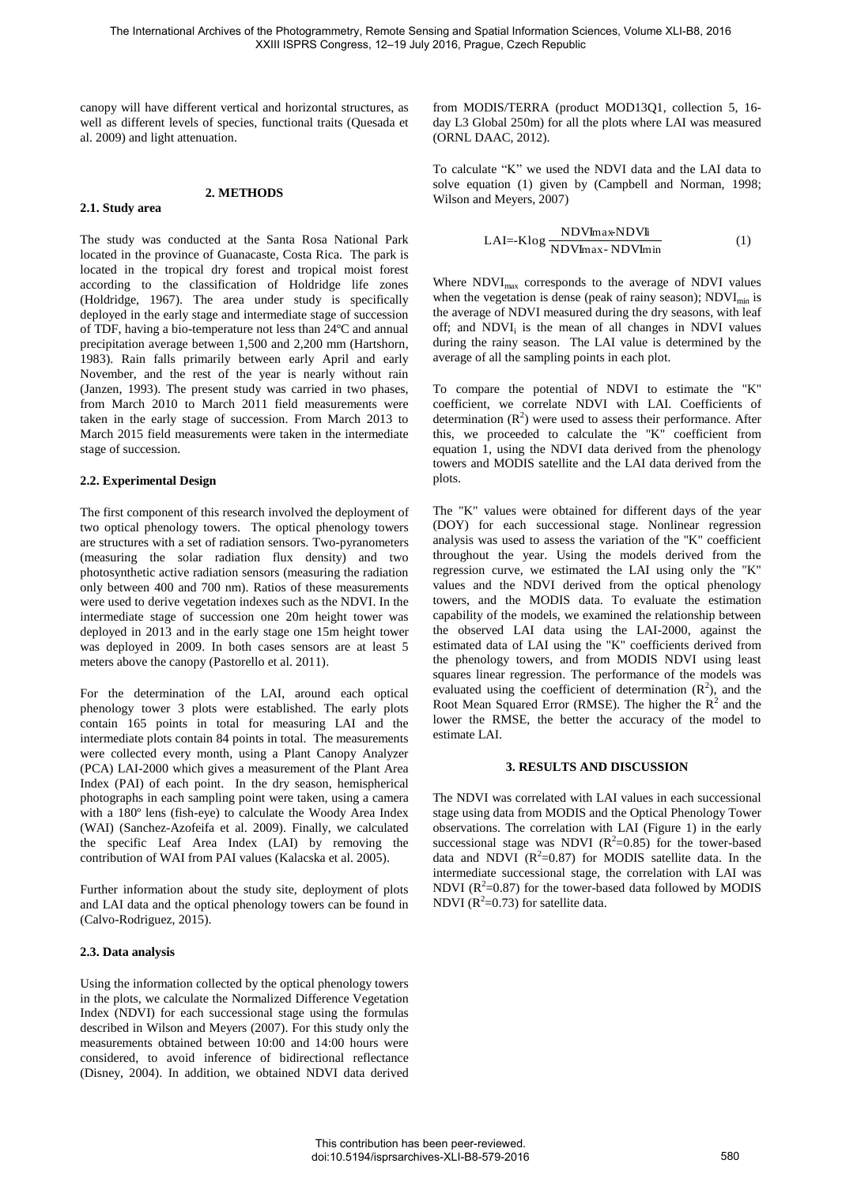canopy will have different vertical and horizontal structures, as well as different levels of species, functional traits (Quesada et al. 2009) and light attenuation.

## 2. METHODS

### 2.1. Study area

The study was conducted at the Santa Rosa National Park located in the province of Guanacaste, Costa Rica. The park is located in the tropical dry forest and tropical moist forest according to the classification of Holdridge life zones (Holdridge, 1967). The area under study is specifically deployed in the early stage and intermediate stage of succession of TDF, having a bio-temperature not less than 24ºC and annual precipitation average between 1,500 and 2,200 mm (Hartshorn, 1983). Rain falls primarily between early April and early November, and the rest of the year is nearly without rain (Janzen, 1993). The present study was carried in two phases, from March 2010 to March 2011 field measurements were taken in the early stage of succession. From March 2013 to March 2015 field measurements were taken in the intermediate stage of succession.

### 2.2. Experimental Design

The first component of this research involved the deployment of two optical phenology towers. The optical phenology towers are structures with a set of radiation sensors. Two-pyranometers (measuring the solar radiation flux density) and two photosynthetic active radiation sensors (measuring the radiation only between 400 and 700 nm). Ratios of these measurements were used to derive vegetation indexes such as the NDVI. In the intermediate stage of succession one 20m height tower was deployed in 2013 and in the early stage one 15m height tower was deployed in 2009. In both cases sensors are at least 5 meters above the canopy (Pastorello et al. 2011).

For the determination of the LAI, around each optical phenology tower 3 plots were established. The early plots contain 165 points in total for measuring LAI and the intermediate plots contain 84 points in total. The measurements were collected every month, using a Plant Canopy Analyzer (PCA) LAI-2000 which gives a measurement of the Plant Area Index (PAI) of each point. In the dry season, hemispherical photographs in each sampling point were taken, using a camera with a 180º lens (fish-eye) to calculate the Woody Area Index (WAI) (Sanchez-Azofeifa et al. 2009). Finally, we calculated the specific Leaf Area Index (LAI) by removing the contribution of WAI from PAI values (Kalacska et al. 2005).

Further information about the study site, deployment of plots and LAI data and the optical phenology towers can be found in (Calvo-Rodriguez, 2015).

### 2.3. Data analysis

Using the information collected by the optical phenology towers in the plots, we calculate the Normalized Difference Vegetation Index (NDVI) for each successional stage using the formulas described in Wilson and Meyers (2007). For this study only the measurements obtained between 10:00 and 14:00 hours were considered, to avoid inference of bidirectional reflectance (Disney, 2004). In addition, we obtained NDVI data derived from MODIS/TERRA (product MOD13Q1, collection 5, 16-day L3 Global 250m) for all the plots where LAI was measured (ORNL DAAC, 2012).

To calculate "K" we used the NDVI data and the LAI data to solve equation (1) given by (Campbell and Norman, 1998; Wilson and Meyers, 2007)

$$LAI = -K \log \frac{NDVI_{max} - NDVI_i}{NDVI_{max} - NDVI_{min}} \quad (1)$$

Where $NDVI_{max}$ corresponds to the average of NDVI values when the vegetation is dense (peak of rainy season); $NDVI_{min}$ is the average of NDVI measured during the dry seasons, with leaf off; and $NDVI_i$ is the mean of all changes in NDVI values during the rainy season. The LAI value is determined by the average of all the sampling points in each plot.

To compare the potential of NDVI to estimate the "K" coefficient, we correlate NDVI with LAI. Coefficients of determination ($R^2$) were used to assess their performance. After this, we proceeded to calculate the "K" coefficient from equation 1, using the NDVI data derived from the phenology towers and MODIS satellite and the LAI data derived from the plots.

The "K" values were obtained for different days of the year (DOY) for each successional stage. Nonlinear regression analysis was used to assess the variation of the "K" coefficient throughout the year. Using the models derived from the regression curve, we estimated the LAI using only the "K" values and the NDVI derived from the optical phenology towers, and the MODIS data. To evaluate the estimation capability of the models, we examined the relationship between the observed LAI data using the LAI-2000, against the estimated data of LAI using the "K" coefficients derived from the phenology towers, and from MODIS NDVI using least squares linear regression. The performance of the models was evaluated using the coefficient of determination ($R^2$), and the Root Mean Squared Error (RMSE). The higher the $R^2$ and the lower the RMSE, the better the accuracy of the model to estimate LAI.

## 3. RESULTS AND DISCUSSION

The NDVI was correlated with LAI values in each successional stage using data from MODIS and the Optical Phenology Tower observations. The correlation with LAI (Figure 1) in the early successional stage was NDVI ($R^2$=0.85) for the tower-based data and NDVI ($R^2$=0.87) for MODIS satellite data. In the intermediate successional stage, the correlation with LAI was NDVI ($R^2$=0.87) for the tower-based data followed by MODIS NDVI ($R^2$=0.73) for satellite data.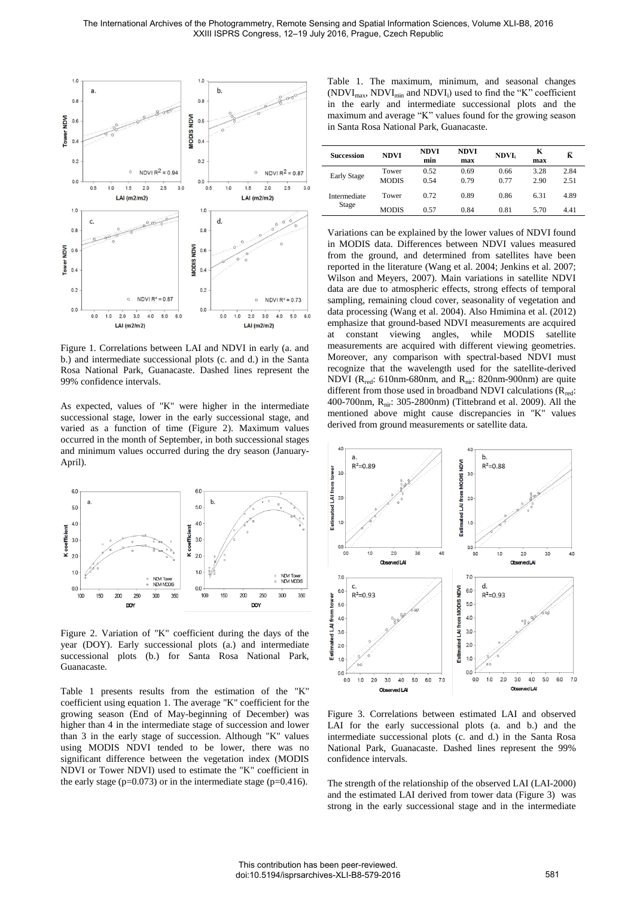Figure 1. Correlations between LAI and NDVI in early (a. and b.) and intermediate successional plots (c. and d.) in the Santa Rosa National Park, Guanacaste. Dashed lines represent the 99% confidence intervals.

As expected, values of "K" were higher in the intermediate successional stage, lower in the early successional stage, and varied as a function of time (Figure 2). Maximum values occurred in the month of September, in both successional stages and minimum values occurred during the dry season (January-April).

Figure 2. Variation of "K" coefficient during the days of the year (DOY). Early successional plots (a.) and intermediate successional plots (b.) for Santa Rosa National Park, Guanacaste.

Table 1 presents results from the estimation of the "K" coefficient using equation 1. The average "K" coefficient for the growing season (End of May-beginning of December) was higher than 4 in the intermediate stage of succession and lower than 3 in the early stage of succession. Although "K" values using MODIS NDVI tended to be lower, there was no significant difference between the vegetation index (MODIS NDVI or Tower NDVI) used to estimate the "K" coefficient in the early stage ($p=0.073$) or in the intermediate stage ($p=0.416$).

Table 1. The maximum, minimum, and seasonal changes ($NDVI_{max}$, $NDVI_{min}$ and $NDVI_i$) used to find the "K" coefficient in the early and intermediate successional plots and the maximum and average "K" values found for the growing season in Santa Rosa National Park, Guanacaste.

| Succession | NDVI | NDVI min | NDVI max | $NDVI_i$ | K max | $\bar{K}$ |
|---|---|---|---|---|---|---|
| Early Stage | Tower | 0.52 | 0.69 | 0.66 | 3.28 | 2.84 |
| | MODIS | 0.54 | 0.79 | 0.77 | 2.90 | 2.51 |
| Intermediate Stage | Tower | 0.72 | 0.89 | 0.86 | 6.31 | 4.89 |
| | MODIS | 0.57 | 0.84 | 0.81 | 5.70 | 4.41 |

Variations can be explained by the lower values of NDVI found in MODIS data. Differences between NDVI values measured from the ground, and determined from satellites have been reported in the literature (Wang et al. 2004; Jenkins et al. 2007; Wilson and Meyers, 2007). Main variations in satellite NDVI data are due to atmospheric effects, strong effects of temporal sampling, remaining cloud cover, seasonality of vegetation and data processing (Wang et al. 2004). Also Hmimina et al. (2012) emphasize that ground-based NDVI measurements are acquired at constant viewing angles, while MODIS satellite measurements are acquired with different viewing geometries. Moreover, any comparison with spectral-based NDVI must recognize that the wavelength used for the satellite-derived NDVI ($R_{red}$: 610nm-680nm, and $R_{nir}$: 820nm-900nm) are quite different from those used in broadband NDVI calculations ($R_{red}$: 400-700nm, $R_{nir}$: 305-2800nm) (Tittebrand et al. 2009). All the mentioned above might cause discrepancies in "K" values derived from ground measurements or satellite data.

Figure 3. Correlations between estimated LAI and observed LAI for the early successional plots (a. and b.) and the intermediate successional plots (c. and d.) in the Santa Rosa National Park, Guanacaste. Dashed lines represent the 99% confidence intervals.

The strength of the relationship of the observed LAI (LAI-2000) and the estimated LAI derived from tower data (Figure 3) was strong in the early successional stage and in the intermediate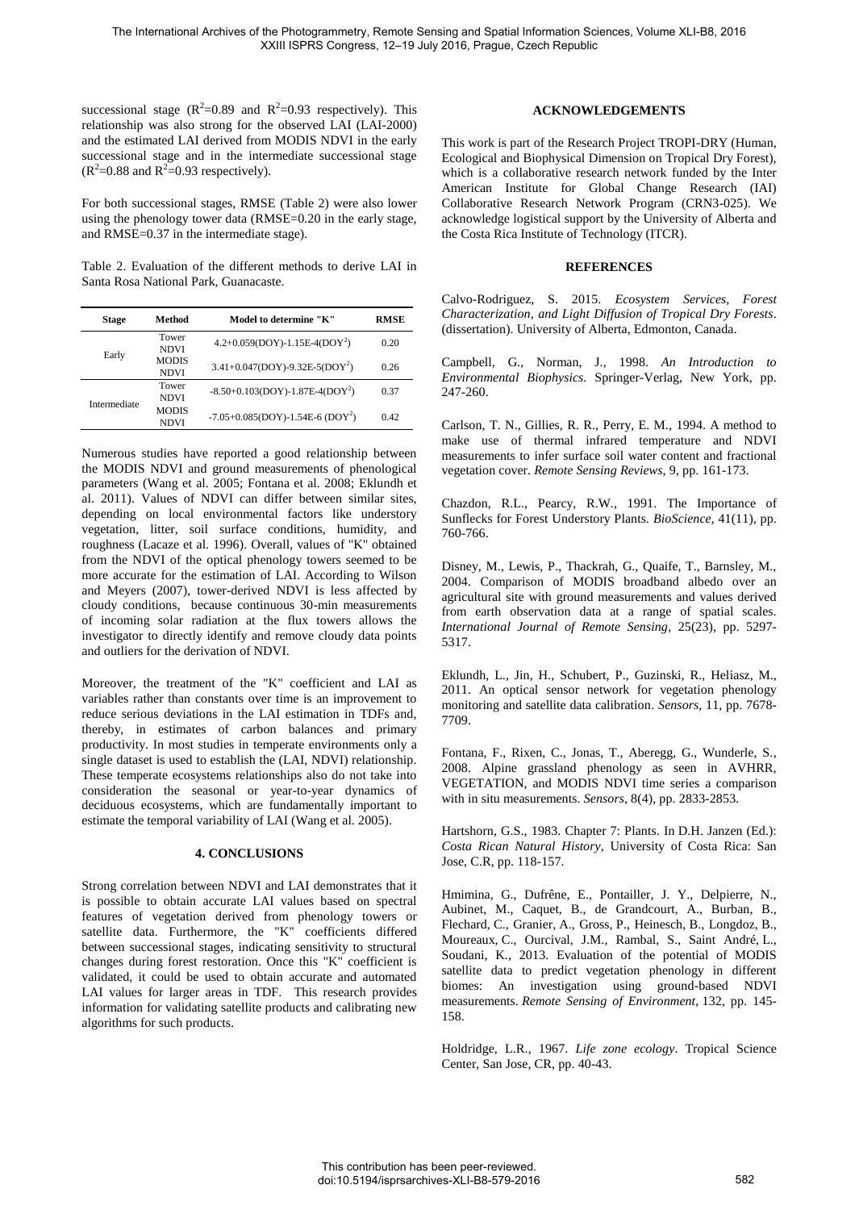successional stage ($R^2$=0.89 and $R^2$=0.93 respectively). This relationship was also strong for the observed LAI (LAI-2000) and the estimated LAI derived from MODIS NDVI in the early successional stage and in the intermediate successional stage ($R^2$=0.88 and $R^2$=0.93 respectively).

For both successional stages, RMSE (Table 2) were also lower using the phenology tower data (RMSE=0.20 in the early stage, and RMSE=0.37 in the intermediate stage).

Table 2. Evaluation of the different methods to derive LAI in Santa Rosa National Park, Guanacaste.

| Stage | Method | Model to determine "K" | RMSE |
|---|---|---|---|
| Early | Tower NDVI | 4.2+0.059(DOY)-1.15E-4(DOY$^2$) | 0.20 |
| | MODIS NDVI | 3.41+0.047(DOY)-9.32E-5(DOY$^2$) | 0.26 |
| Intermediate | Tower NDVI | -8.50+0.103(DOY)-1.87E-4(DOY$^2$) | 0.37 |
| | MODIS NDVI | -7.05+0.085(DOY)-1.54E-6 (DOY$^2$) | 0.42 |

Numerous studies have reported a good relationship between the MODIS NDVI and ground measurements of phenological parameters (Wang et al. 2005; Fontana et al. 2008; Eklundh et al. 2011). Values of NDVI can differ between similar sites, depending on local environmental factors like understory vegetation, litter, soil surface conditions, humidity, and roughness (Lacaze et al. 1996). Overall, values of "K" obtained from the NDVI of the optical phenology towers seemed to be more accurate for the estimation of LAI. According to Wilson and Meyers (2007), tower-derived NDVI is less affected by cloudy conditions, because continuous 30-min measurements of incoming solar radiation at the flux towers allows the investigator to directly identify and remove cloudy data points and outliers for the derivation of NDVI.

Moreover, the treatment of the "K" coefficient and LAI as variables rather than constants over time is an improvement to reduce serious deviations in the LAI estimation in TDFs and, thereby, in estimates of carbon balances and primary productivity. In most studies in temperate environments only a single dataset is used to establish the (LAI, NDVI) relationship. These temperate ecosystems relationships also do not take into consideration the seasonal or year-to-year dynamics of deciduous ecosystems, which are fundamentally important to estimate the temporal variability of LAI (Wang et al. 2005).

## 4. CONCLUSIONS

Strong correlation between NDVI and LAI demonstrates that it is possible to obtain accurate LAI values based on spectral features of vegetation derived from phenology towers or satellite data. Furthermore, the "K" coefficients differed between successional stages, indicating sensitivity to structural changes during forest restoration. Once this "K" coefficient is validated, it could be used to obtain accurate and automated LAI values for larger areas in TDF. This research provides information for validating satellite products and calibrating new algorithms for such products.

## ACKNOWLEDGEMENTS

This work is part of the Research Project TROPI-DRY (Human, Ecological and Biophysical Dimension on Tropical Dry Forest), which is a collaborative research network funded by the Inter American Institute for Global Change Research (IAI) Collaborative Research Network Program (CRN3-025). We acknowledge logistical support by the University of Alberta and the Costa Rica Institute of Technology (ITCR).

## REFERENCES

Calvo-Rodriguez, S. 2015. *Ecosystem Services, Forest Characterization, and Light Diffusion of Tropical Dry Forests*. (dissertation). University of Alberta, Edmonton, Canada.

Campbell, G., Norman, J., 1998. *An Introduction to Environmental Biophysics*. Springer-Verlag, New York, pp. 247-260.

Carlson, T. N., Gillies, R. R., Perry, E. M., 1994. A method to make use of thermal infrared temperature and NDVI measurements to infer surface soil water content and fractional vegetation cover. *Remote Sensing Reviews*, 9, pp. 161-173.

Chazdon, R.L., Pearcy, R.W., 1991. The Importance of Sunflecks for Forest Understory Plants. *BioScience*, 41(11), pp. 760-766.

Disney, M., Lewis, P., Thackrah, G., Quaife, T., Barnsley, M., 2004. Comparison of MODIS broadband albedo over an agricultural site with ground measurements and values derived from earth observation data at a range of spatial scales. *International Journal of Remote Sensing*, 25(23), pp. 5297-5317.

Eklundh, L., Jin, H., Schubert, P., Guzinski, R., Heliasz, M., 2011. An optical sensor network for vegetation phenology monitoring and satellite data calibration. *Sensors*, 11, pp. 7678-7709.

Fontana, F., Rixen, C., Jonas, T., Aberegg, G., Wunderle, S., 2008. Alpine grassland phenology as seen in AVHRR, VEGETATION, and MODIS NDVI time series a comparison with in situ measurements. *Sensors*, 8(4), pp. 2833-2853.

Hartshorn, G.S., 1983. Chapter 7: Plants. In D.H. Janzen (Ed.): *Costa Rican Natural History*, University of Costa Rica: San Jose, C.R, pp. 118-157.

Hmimina, G., Dufrêne, E., Pontailler, J. Y., Delpierre, N., Aubinet, M., Caquet, B., de Grandcourt, A., Burban, B., Flechard, C., Granier, A., Gross, P., Heinesch, B., Longdoz, B., Moureaux, C., Ourcival, J.M., Rambal, S., Saint André, L., Soudani, K., 2013. Evaluation of the potential of MODIS satellite data to predict vegetation phenology in different biomes: An investigation using ground-based NDVI measurements. *Remote Sensing of Environment*, 132, pp. 145-158.

Holdridge, L.R., 1967. *Life zone ecology*. Tropical Science Center, San Jose, CR, pp. 40-43.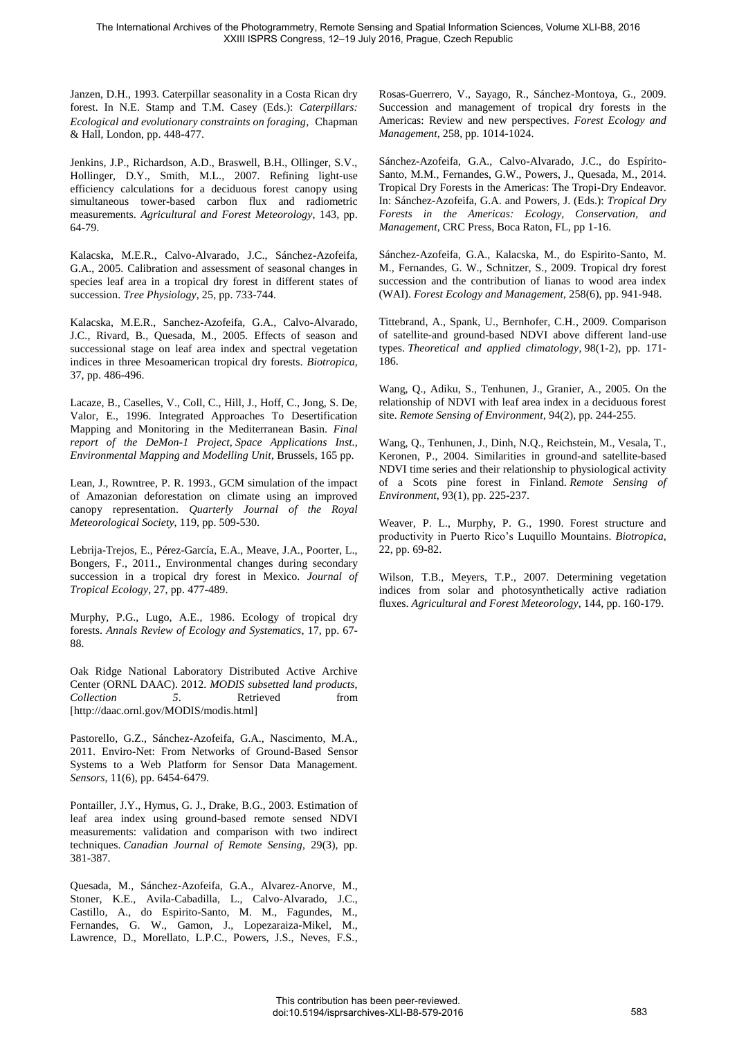Janzen, D.H., 1993. Caterpillar seasonality in a Costa Rican dry forest. In N.E. Stamp and T.M. Casey (Eds.): *Caterpillars: Ecological and evolutionary constraints on foraging*, Chapman & Hall, London, pp. 448-477.

Jenkins, J.P., Richardson, A.D., Braswell, B.H., Ollinger, S.V., Hollinger, D.Y., Smith, M.L., 2007. Refining light-use efficiency calculations for a deciduous forest canopy using simultaneous tower-based carbon flux and radiometric measurements. *Agricultural and Forest Meteorology*, 143, pp. 64-79.

Kalacska, M.E.R., Calvo-Alvarado, J.C., Sánchez-Azofeifa, G.A., 2005. Calibration and assessment of seasonal changes in species leaf area in a tropical dry forest in different states of succession. *Tree Physiology*, 25, pp. 733-744.

Kalacska, M.E.R., Sanchez-Azofeifa, G.A., Calvo-Alvarado, J.C., Rivard, B., Quesada, M., 2005. Effects of season and successional stage on leaf area index and spectral vegetation indices in three Mesoamerican tropical dry forests. *Biotropica*, 37, pp. 486-496.

Lacaze, B., Caselles, V., Coll, C., Hill, J., Hoff, C., Jong, S. De, Valor, E., 1996. Integrated Approaches To Desertification Mapping and Monitoring in the Mediterranean Basin. *Final report of the DeMon-1 Project, Space Applications Inst., Environmental Mapping and Modelling Unit*, Brussels, 165 pp.

Lean, J., Rowntree, P. R. 1993., GCM simulation of the impact of Amazonian deforestation on climate using an improved canopy representation. *Quarterly Journal of the Royal Meteorological Society*, 119, pp. 509-530.

Lebrija-Trejos, E., Pérez-García, E.A., Meave, J.A., Poorter, L., Bongers, F., 2011., Environmental changes during secondary succession in a tropical dry forest in Mexico. *Journal of Tropical Ecology*, 27, pp. 477-489.

Murphy, P.G., Lugo, A.E., 1986. Ecology of tropical dry forests. *Annals Review of Ecology and Systematics*, 17, pp. 67-88.

Oak Ridge National Laboratory Distributed Active Archive Center (ORNL DAAC). 2012. *MODIS subsetted land products, Collection 5*. Retrieved from [http://daac.ornl.gov/MODIS/modis.html]

Pastorello, G.Z., Sánchez-Azofeifa, G.A., Nascimento, M.A., 2011. Enviro-Net: From Networks of Ground-Based Sensor Systems to a Web Platform for Sensor Data Management. *Sensors*, 11(6), pp. 6454-6479.

Pontailler, J.Y., Hymus, G. J., Drake, B.G., 2003. Estimation of leaf area index using ground-based remote sensed NDVI measurements: validation and comparison with two indirect techniques. *Canadian Journal of Remote Sensing*, 29(3), pp. 381-387.

Quesada, M., Sánchez-Azofeifa, G.A., Alvarez-Anorve, M., Stoner, K.E., Avila-Cabadilla, L., Calvo-Alvarado, J.C., Castillo, A., do Espirito-Santo, M. M., Fagundes, M., Fernandes, G. W., Gamon, J., Lopezaraiza-Mikel, M., Lawrence, D., Morellato, L.P.C., Powers, J.S., Neves, F.S., Rosas-Guerrero, V., Sayago, R., Sánchez-Montoya, G., 2009. Succession and management of tropical dry forests in the Americas: Review and new perspectives. *Forest Ecology and Management*, 258, pp. 1014-1024.

Sánchez-Azofeifa, G.A., Calvo-Alvarado, J.C., do Espírito-Santo, M.M., Fernandes, G.W., Powers, J., Quesada, M., 2014. Tropical Dry Forests in the Americas: The Tropi-Dry Endeavor. In: Sánchez-Azofeifa, G.A. and Powers, J. (Eds.): *Tropical Dry Forests in the Americas: Ecology, Conservation, and Management*, CRC Press, Boca Raton, FL, pp 1-16.

Sánchez-Azofeifa, G.A., Kalacska, M., do Espirito-Santo, M. M., Fernandes, G. W., Schnitzer, S., 2009. Tropical dry forest succession and the contribution of lianas to wood area index (WAI). *Forest Ecology and Management*, 258(6), pp. 941-948.

Tittebrand, A., Spank, U., Bernhofer, C.H., 2009. Comparison of satellite-and ground-based NDVI above different land-use types. *Theoretical and applied climatology*, 98(1-2), pp. 171-186.

Wang, Q., Adiku, S., Tenhunen, J., Granier, A., 2005. On the relationship of NDVI with leaf area index in a deciduous forest site. *Remote Sensing of Environment*, 94(2), pp. 244-255.

Wang, Q., Tenhunen, J., Dinh, N.Q., Reichstein, M., Vesala, T., Keronen, P., 2004. Similarities in ground-and satellite-based NDVI time series and their relationship to physiological activity of a Scots pine forest in Finland. *Remote Sensing of Environment*, 93(1), pp. 225-237.

Weaver, P. L., Murphy, P. G., 1990. Forest structure and productivity in Puerto Rico's Luquillo Mountains. *Biotropica*, 22, pp. 69-82.

Wilson, T.B., Meyers, T.P., 2007. Determining vegetation indices from solar and photosynthetically active radiation fluxes. *Agricultural and Forest Meteorology*, 144, pp. 160-179.